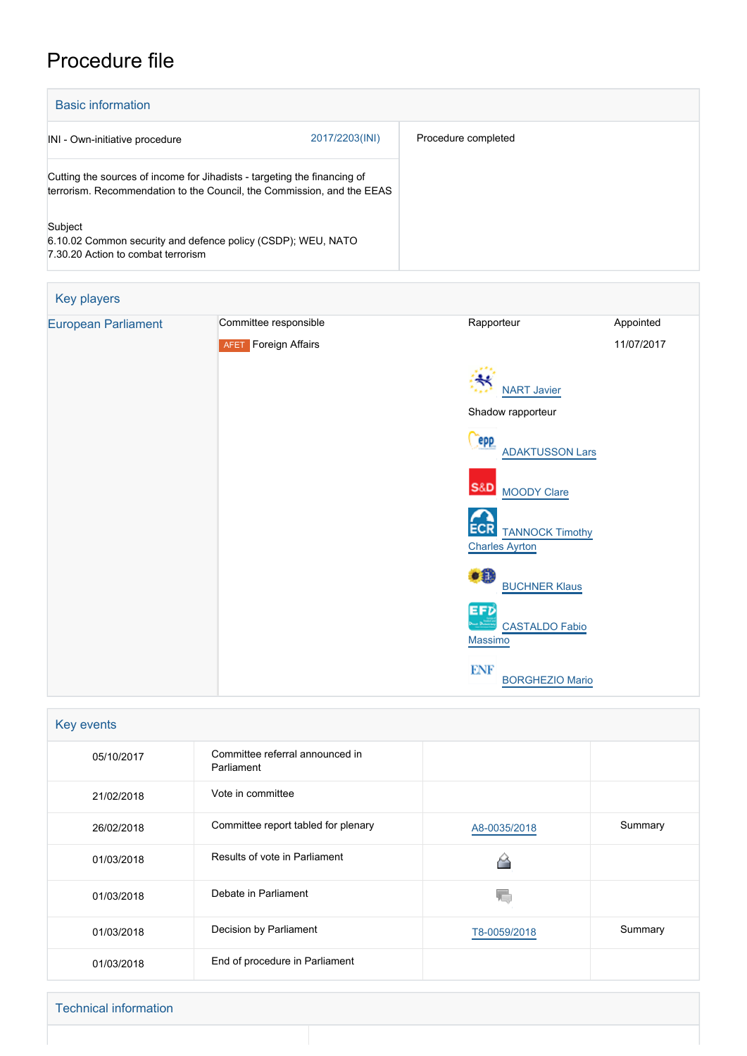# Procedure file

## Basic information

| | |
|---|---|
| INI - Own-initiative procedure 2017/2203(INI) | Procedure completed |
| Cutting the sources of income for Jihadists - targeting the financing of terrorism. Recommendation to the Council, the Commission, and the EEAS | |
| Subject<br>6.10.02 Common security and defence policy (CSDP); WEU, NATO<br>7.30.20 Action to combat terrorism | |

## Key players

| | Committee responsible | Rapporteur | Appointed |
|---|---|---|---|
| European Parliament | AFET Foreign Affairs | | 11/07/2017 |
| | | NART Javier | |
| | | Shadow rapporteur | |
| | | ADAKTUSSON Lars | |
| | | MOODY Clare | |
| | | TANNOCK Timothy Charles Ayrton | |
| | | BUCHNER Klaus | |
| | | CASTALDO Fabio Massimo | |
| | | BORGHEZIO Mario | |

## Key events

| | | | |
|---|---|---|---|
| 05/10/2017 | Committee referral announced in Parliament | | |
| 21/02/2018 | Vote in committee | | |
| 26/02/2018 | Committee report tabled for plenary | A8-0035/2018 | Summary |
| 01/03/2018 | Results of vote in Parliament | | |
| 01/03/2018 | Debate in Parliament | | |
| 01/03/2018 | Decision by Parliament | T8-0059/2018 | Summary |
| 01/03/2018 | End of procedure in Parliament | | |

## Technical information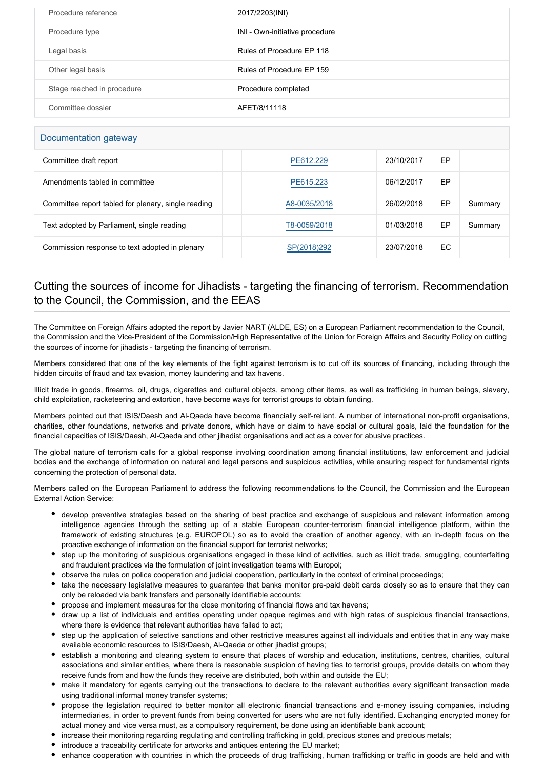| | |
|---|---|
| Procedure reference | 2017/2203(INI) |
| Procedure type | INI - Own-initiative procedure |
| Legal basis | Rules of Procedure EP 118 |
| Other legal basis | Rules of Procedure EP 159 |
| Stage reached in procedure | Procedure completed |
| Committee dossier | AFET/8/11118 |

## Documentation gateway

| | | | | | |
|---|---|---|---|---|---|
| Committee draft report | | PE612.229 | 23/10/2017 | EP | |
| Amendments tabled in committee | | PE615.223 | 06/12/2017 | EP | |
| Committee report tabled for plenary, single reading | | A8-0035/2018 | 26/02/2018 | EP | Summary |
| Text adopted by Parliament, single reading | | T8-0059/2018 | 01/03/2018 | EP | Summary |
| Commission response to text adopted in plenary | | SP(2018)292 | 23/07/2018 | EC | |

## Cutting the sources of income for Jihadists - targeting the financing of terrorism. Recommendation to the Council, the Commission, and the EEAS

The Committee on Foreign Affairs adopted the report by Javier NART (ALDE, ES) on a European Parliament recommendation to the Council, the Commission and the Vice-President of the Commission/High Representative of the Union for Foreign Affairs and Security Policy on cutting the sources of income for jihadists - targeting the financing of terrorism.

Members considered that one of the key elements of the fight against terrorism is to cut off its sources of financing, including through the hidden circuits of fraud and tax evasion, money laundering and tax havens.

Illicit trade in goods, firearms, oil, drugs, cigarettes and cultural objects, among other items, as well as trafficking in human beings, slavery, child exploitation, racketeering and extortion, have become ways for terrorist groups to obtain funding.

Members pointed out that ISIS/Daesh and Al-Qaeda have become financially self-reliant. A number of international non-profit organisations, charities, other foundations, networks and private donors, which have or claim to have social or cultural goals, laid the foundation for the financial capacities of ISIS/Daesh, Al-Qaeda and other jihadist organisations and act as a cover for abusive practices.

The global nature of terrorism calls for a global response involving coordination among financial institutions, law enforcement and judicial bodies and the exchange of information on natural and legal persons and suspicious activities, while ensuring respect for fundamental rights concerning the protection of personal data.

Members called on the European Parliament to address the following recommendations to the Council, the Commission and the European External Action Service:

- develop preventive strategies based on the sharing of best practice and exchange of suspicious and relevant information among intelligence agencies through the setting up of a stable European counter-terrorism financial intelligence platform, within the framework of existing structures (e.g. EUROPOL) so as to avoid the creation of another agency, with an in-depth focus on the proactive exchange of information on the financial support for terrorist networks;
- step up the monitoring of suspicious organisations engaged in these kind of activities, such as illicit trade, smuggling, counterfeiting and fraudulent practices via the formulation of joint investigation teams with Europol;
- observe the rules on police cooperation and judicial cooperation, particularly in the context of criminal proceedings;
- take the necessary legislative measures to guarantee that banks monitor pre-paid debit cards closely so as to ensure that they can only be reloaded via bank transfers and personally identifiable accounts;
- propose and implement measures for the close monitoring of financial flows and tax havens;
- draw up a list of individuals and entities operating under opaque regimes and with high rates of suspicious financial transactions, where there is evidence that relevant authorities have failed to act;
- step up the application of selective sanctions and other restrictive measures against all individuals and entities that in any way make available economic resources to ISIS/Daesh, Al-Qaeda or other jihadist groups;
- establish a monitoring and clearing system to ensure that places of worship and education, institutions, centres, charities, cultural associations and similar entities, where there is reasonable suspicion of having ties to terrorist groups, provide details on whom they receive funds from and how the funds they receive are distributed, both within and outside the EU;
- make it mandatory for agents carrying out the transactions to declare to the relevant authorities every significant transaction made using traditional informal money transfer systems;
- propose the legislation required to better monitor all electronic financial transactions and e-money issuing companies, including intermediaries, in order to prevent funds from being converted for users who are not fully identified. Exchanging encrypted money for actual money and vice versa must, as a compulsory requirement, be done using an identifiable bank account;
- increase their monitoring regarding regulating and controlling trafficking in gold, precious stones and precious metals;
- introduce a traceability certificate for artworks and antiques entering the EU market;
- enhance cooperation with countries in which the proceeds of drug trafficking, human trafficking or traffic in goods are held and with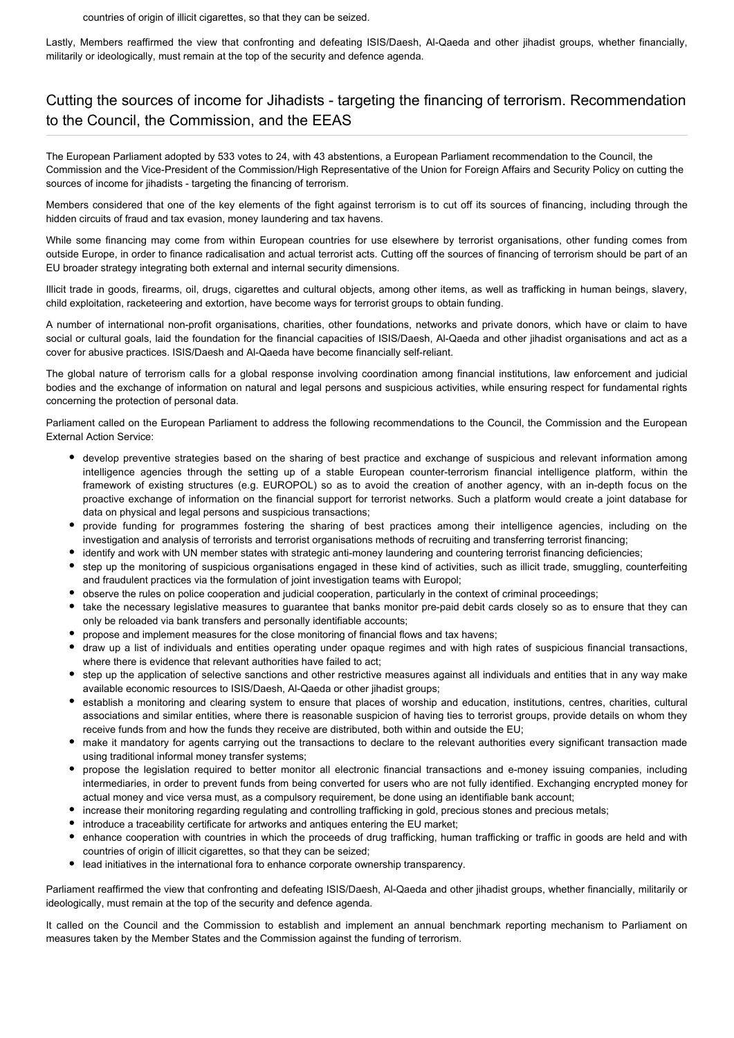countries of origin of illicit cigarettes, so that they can be seized.

Lastly, Members reaffirmed the view that confronting and defeating ISIS/Daesh, Al-Qaeda and other jihadist groups, whether financially, militarily or ideologically, must remain at the top of the security and defence agenda.

## Cutting the sources of income for Jihadists - targeting the financing of terrorism. Recommendation to the Council, the Commission, and the EEAS

The European Parliament adopted by 533 votes to 24, with 43 abstentions, a European Parliament recommendation to the Council, the Commission and the Vice-President of the Commission/High Representative of the Union for Foreign Affairs and Security Policy on cutting the sources of income for jihadists - targeting the financing of terrorism.

Members considered that one of the key elements of the fight against terrorism is to cut off its sources of financing, including through the hidden circuits of fraud and tax evasion, money laundering and tax havens.

While some financing may come from within European countries for use elsewhere by terrorist organisations, other funding comes from outside Europe, in order to finance radicalisation and actual terrorist acts. Cutting off the sources of financing of terrorism should be part of an EU broader strategy integrating both external and internal security dimensions.

Illicit trade in goods, firearms, oil, drugs, cigarettes and cultural objects, among other items, as well as trafficking in human beings, slavery, child exploitation, racketeering and extortion, have become ways for terrorist groups to obtain funding.

A number of international non-profit organisations, charities, other foundations, networks and private donors, which have or claim to have social or cultural goals, laid the foundation for the financial capacities of ISIS/Daesh, Al-Qaeda and other jihadist organisations and act as a cover for abusive practices. ISIS/Daesh and Al-Qaeda have become financially self-reliant.

The global nature of terrorism calls for a global response involving coordination among financial institutions, law enforcement and judicial bodies and the exchange of information on natural and legal persons and suspicious activities, while ensuring respect for fundamental rights concerning the protection of personal data.

Parliament called on the European Parliament to address the following recommendations to the Council, the Commission and the European External Action Service:

- develop preventive strategies based on the sharing of best practice and exchange of suspicious and relevant information among intelligence agencies through the setting up of a stable European counter-terrorism financial intelligence platform, within the framework of existing structures (e.g. EUROPOL) so as to avoid the creation of another agency, with an in-depth focus on the proactive exchange of information on the financial support for terrorist networks. Such a platform would create a joint database for data on physical and legal persons and suspicious transactions;
- provide funding for programmes fostering the sharing of best practices among their intelligence agencies, including on the investigation and analysis of terrorists and terrorist organisations methods of recruiting and transferring terrorist financing;
- identify and work with UN member states with strategic anti-money laundering and countering terrorist financing deficiencies;
- step up the monitoring of suspicious organisations engaged in these kind of activities, such as illicit trade, smuggling, counterfeiting and fraudulent practices via the formulation of joint investigation teams with Europol;
- observe the rules on police cooperation and judicial cooperation, particularly in the context of criminal proceedings;
- take the necessary legislative measures to guarantee that banks monitor pre-paid debit cards closely so as to ensure that they can only be reloaded via bank transfers and personally identifiable accounts;
- propose and implement measures for the close monitoring of financial flows and tax havens;
- draw up a list of individuals and entities operating under opaque regimes and with high rates of suspicious financial transactions, where there is evidence that relevant authorities have failed to act;
- step up the application of selective sanctions and other restrictive measures against all individuals and entities that in any way make available economic resources to ISIS/Daesh, Al-Qaeda or other jihadist groups;
- establish a monitoring and clearing system to ensure that places of worship and education, institutions, centres, charities, cultural associations and similar entities, where there is reasonable suspicion of having ties to terrorist groups, provide details on whom they receive funds from and how the funds they receive are distributed, both within and outside the EU;
- make it mandatory for agents carrying out the transactions to declare to the relevant authorities every significant transaction made using traditional informal money transfer systems;
- propose the legislation required to better monitor all electronic financial transactions and e-money issuing companies, including intermediaries, in order to prevent funds from being converted for users who are not fully identified. Exchanging encrypted money for actual money and vice versa must, as a compulsory requirement, be done using an identifiable bank account;
- increase their monitoring regarding regulating and controlling trafficking in gold, precious stones and precious metals;
- introduce a traceability certificate for artworks and antiques entering the EU market;
- enhance cooperation with countries in which the proceeds of drug trafficking, human trafficking or traffic in goods are held and with countries of origin of illicit cigarettes, so that they can be seized;
- lead initiatives in the international fora to enhance corporate ownership transparency.

Parliament reaffirmed the view that confronting and defeating ISIS/Daesh, Al-Qaeda and other jihadist groups, whether financially, militarily or ideologically, must remain at the top of the security and defence agenda.

It called on the Council and the Commission to establish and implement an annual benchmark reporting mechanism to Parliament on measures taken by the Member States and the Commission against the funding of terrorism.